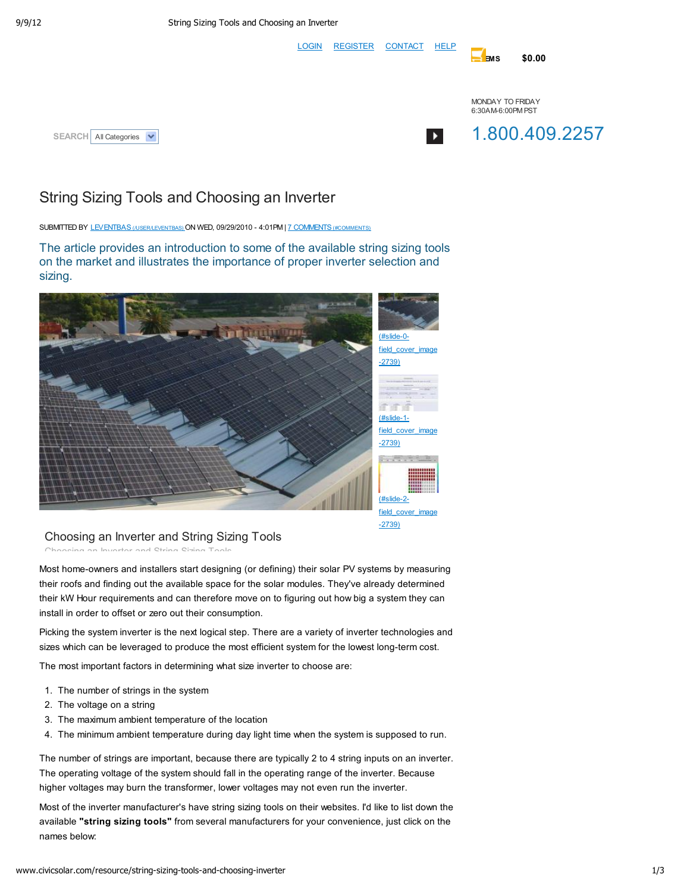LOGIN REGISTER CONTACT HELP

EMS $0.00

MONDAY TO FRIDAY
6:30AM-6:00PM PST

1.800.409.2257

SEARCH All Categories

# String Sizing Tools and Choosing an Inverter

SUBMITTED BY LEVENTBAS (/USER/LEVENTBAS) ON WED, 09/29/2010 - 4:01PM | 7 COMMENTS (#COMMENTS)

The article provides an introduction to some of the available string sizing tools on the market and illustrates the importance of proper inverter selection and sizing.

(#slide-0-field_cover_image-2739)

(#slide-1-field_cover_image-2739)

(#slide-2-field_cover_image-2739)

## Choosing an Inverter and String Sizing Tools

Choosing an Inverter and String Sizing Tools

Most home-owners and installers start designing (or defining) their solar PV systems by measuring their roofs and finding out the available space for the solar modules. They've already determined their kW Hour requirements and can therefore move on to figuring out how big a system they can install in order to offset or zero out their consumption.

Picking the system inverter is the next logical step. There are a variety of inverter technologies and sizes which can be leveraged to produce the most efficient system for the lowest long-term cost.

The most important factors in determining what size inverter to choose are:

1. The number of strings in the system
2. The voltage on a string
3. The maximum ambient temperature of the location
4. The minimum ambient temperature during day light time when the system is supposed to run.

The number of strings are important, because there are typically 2 to 4 string inputs on an inverter. The operating voltage of the system should fall in the operating range of the inverter. Because higher voltages may burn the transformer, lower voltages may not even run the inverter.

Most of the inverter manufacturer's have string sizing tools on their websites. I'd like to list down the available **"string sizing tools"** from several manufacturers for your convenience, just click on the names below: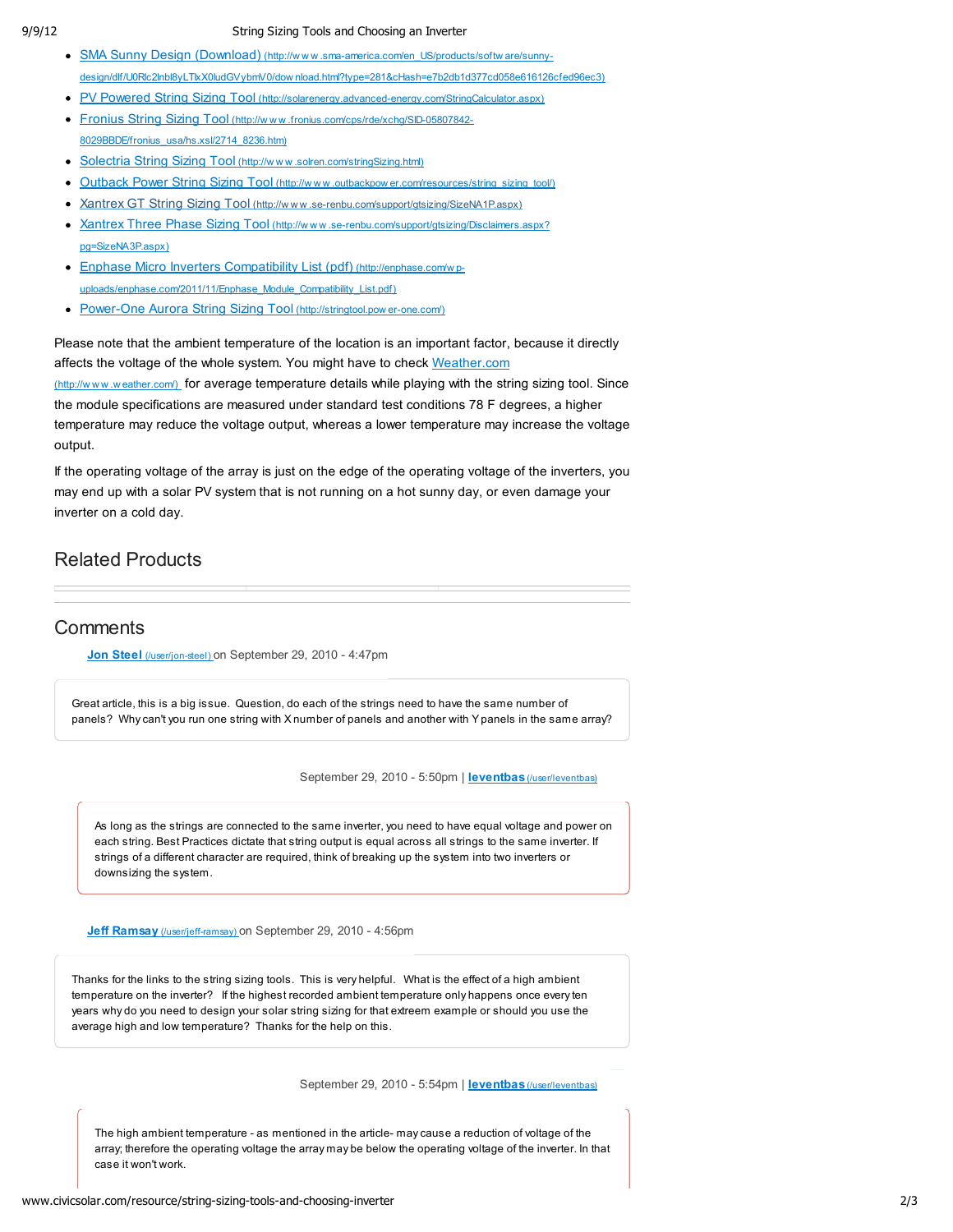- [SMA Sunny Design (Download)](http://www.sma-america.com/en_US/products/software/sunny-design/dlf/U0Rlc2lnbl8yLTkX0ludGVybmV0/download.html?type=281&cHash=e7b2db1d377cd058e616126cfed96ec3)
- [PV Powered String Sizing Tool](http://solarenergy.advanced-energy.com/StringCalculator.aspx)
- [Fronius String Sizing Tool](http://www.fronius.com/cps/rde/xchg/SID-05807842-8029BBDE/fronius_usa/hs.xsl/2714_8236.htm)
- [Solectria String Sizing Tool](http://www.solren.com/stringSizing.html)
- [Outback Power String Sizing Tool](http://www.outbackpower.com/resources/string_sizing_tool/)
- [Xantrex GT String Sizing Tool](http://www.se-renbu.com/support/gtsizing/SizeNA1P.aspx)
- [Xantrex Three Phase Sizing Tool](http://www.se-renbu.com/support/gtsizing/Disclaimers.aspx?pg=SizeNA3P.aspx)
- [Enphase Micro Inverters Compatibility List (pdf)](http://enphase.com/wp-uploads/enphase.com/2011/11/Enphase_Module_Compatibility_List.pdf)
- [Power-One Aurora String Sizing Tool](http://stringtool.power-one.com/)

Please note that the ambient temperature of the location is an important factor, because it directly affects the voltage of the whole system. You might have to check [Weather.com](http://www.weather.com/) for average temperature details while playing with the string sizing tool. Since the module specifications are measured under standard test conditions 78 F degrees, a higher temperature may reduce the voltage output, whereas a lower temperature may increase the voltage output.

If the operating voltage of the array is just on the edge of the operating voltage of the inverters, you may end up with a solar PV system that is not running on a hot sunny day, or even damage your inverter on a cold day.

## Related Products

## Comments

**[Jon Steel](/user/jon-steel)** on September 29, 2010 - 4:47pm

> Great article, this is a big issue. Question, do each of the strings need to have the same number of panels? Why can't you run one string with X number of panels and another with Y panels in the same array?

September 29, 2010 - 5:50pm | **[leventbas](/user/leventbas)**

> As long as the strings are connected to the same inverter, you need to have equal voltage and power on each string. Best Practices dictate that string output is equal across all strings to the same inverter. If strings of a different character are required, think of breaking up the system into two inverters or downsizing the system.

**[Jeff Ramsay](/user/jeff-ramsay)** on September 29, 2010 - 4:56pm

> Thanks for the links to the string sizing tools. This is very helpful. What is the effect of a high ambient temperature on the inverter? If the highest recorded ambient temperature only happens once every ten years why do you need to design your solar string sizing for that extreem example or should you use the average high and low temperature? Thanks for the help on this.

September 29, 2010 - 5:54pm | **[leventbas](/user/leventbas)**

> The high ambient temperature - as mentioned in the article- may cause a reduction of voltage of the array; therefore the operating voltage the array may be below the operating voltage of the inverter. In that case it won't work.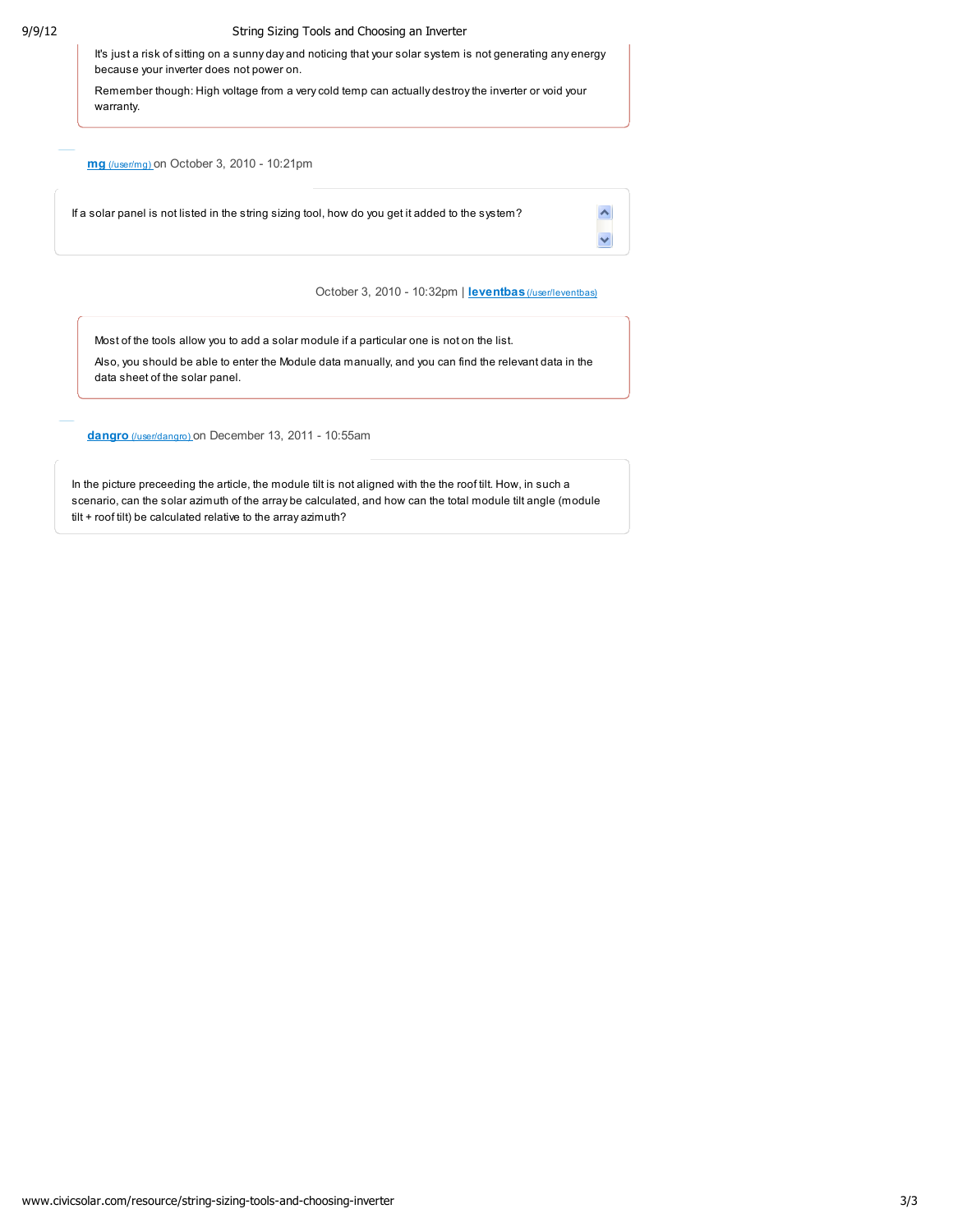It's just a risk of sitting on a sunny day and noticing that your solar system is not generating any energy because your inverter does not power on.

Remember though: High voltage from a very cold temp can actually destroy the inverter or void your warranty.

**mg** (/user/mg) on October 3, 2010 - 10:21pm

If a solar panel is not listed in the string sizing tool, how do you get it added to the system?

October 3, 2010 - 10:32pm | **leventbas** (/user/leventbas)

Most of the tools allow you to add a solar module if a particular one is not on the list.

Also, you should be able to enter the Module data manually, and you can find the relevant data in the data sheet of the solar panel.

**dangro** (/user/dangro) on December 13, 2011 - 10:55am

In the picture preceeding the article, the module tilt is not aligned with the the roof tilt. How, in such a scenario, can the solar azimuth of the array be calculated, and how can the total module tilt angle (module tilt + roof tilt) be calculated relative to the array azimuth?